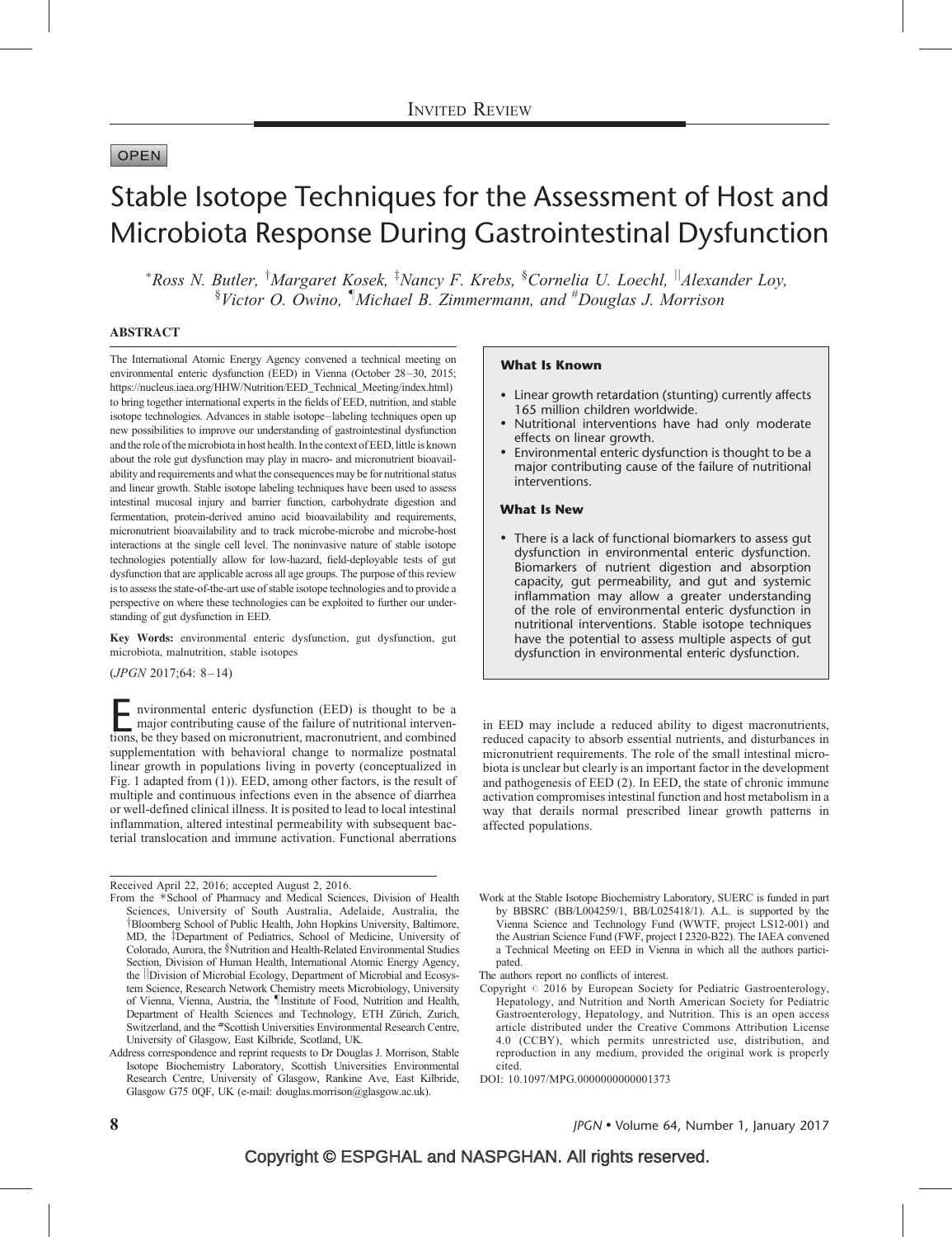INVITED REVIEW

OPEN

# Stable Isotope Techniques for the Assessment of Host and Microbiota Response During Gastrointestinal Dysfunction

*Ross N. Butler, †Margaret Kosek, ‡Nancy F. Krebs, §Cornelia U. Loechl, ||Alexander Loy, §Victor O. Owino, ¶Michael B. Zimmermann, and #Douglas J. Morrison

## ABSTRACT

The International Atomic Energy Agency convened a technical meeting on environmental enteric dysfunction (EED) in Vienna (October 28–30, 2015; https://nucleus.iaea.org/HHW/Nutrition/EED_Technical_Meeting/index.html) to bring together international experts in the fields of EED, nutrition, and stable isotope technologies. Advances in stable isotope–labeling techniques open up new possibilities to improve our understanding of gastrointestinal dysfunction and the role of the microbiota in host health. In the context of EED, little is known about the role gut dysfunction may play in macro- and micronutrient bioavailability and requirements and what the consequences may be for nutritional status and linear growth. Stable isotope labeling techniques have been used to assess intestinal mucosal injury and barrier function, carbohydrate digestion and fermentation, protein-derived amino acid bioavailability and requirements, micronutrient bioavailability and to track microbe-microbe and microbe-host interactions at the single cell level. The noninvasive nature of stable isotope technologies potentially allow for low-hazard, field-deployable tests of gut dysfunction that are applicable across all age groups. The purpose of this review is to assess the state-of-the-art use of stable isotope technologies and to provide a perspective on where these technologies can be exploited to further our understanding of gut dysfunction in EED.

**Key Words:** environmental enteric dysfunction, gut dysfunction, gut microbiota, malnutrition, stable isotopes

(*JPGN* 2017;64: 8–14)

### What Is Known

- Linear growth retardation (stunting) currently affects 165 million children worldwide.
- Nutritional interventions have had only moderate effects on linear growth.
- Environmental enteric dysfunction is thought to be a major contributing cause of the failure of nutritional interventions.

### What Is New

- There is a lack of functional biomarkers to assess gut dysfunction in environmental enteric dysfunction. Biomarkers of nutrient digestion and absorption capacity, gut permeability, and gut and systemic inflammation may allow a greater understanding of the role of environmental enteric dysfunction in nutritional interventions. Stable isotope techniques have the potential to assess multiple aspects of gut dysfunction in environmental enteric dysfunction.

Environmental enteric dysfunction (EED) is thought to be a major contributing cause of the failure of nutritional interventions, be they based on micronutrient, macronutrient, and combined supplementation with behavioral change to normalize postnatal linear growth in populations living in poverty (conceptualized in Fig. 1 adapted from (1)). EED, among other factors, is the result of multiple and continuous infections even in the absence of diarrhea or well-defined clinical illness. It is posited to lead to local intestinal inflammation, altered intestinal permeability with subsequent bacterial translocation and immune activation. Functional aberrations in EED may include a reduced ability to digest macronutrients, reduced capacity to absorb essential nutrients, and disturbances in micronutrient requirements. The role of the small intestinal microbiota is unclear but clearly is an important factor in the development and pathogenesis of EED (2). In EED, the state of chronic immune activation compromises intestinal function and host metabolism in a way that derails normal prescribed linear growth patterns in affected populations.

Received April 22, 2016; accepted August 2, 2016.

From the *School of Pharmacy and Medical Sciences, Division of Health Sciences, University of South Australia, Adelaide, Australia, the †Bloomberg School of Public Health, John Hopkins University, Baltimore, MD, the ‡Department of Pediatrics, School of Medicine, University of Colorado, Aurora, the §Nutrition and Health-Related Environmental Studies Section, Division of Human Health, International Atomic Energy Agency, the ||Division of Microbial Ecology, Department of Microbial and Ecosystem Science, Research Network Chemistry meets Microbiology, University of Vienna, Vienna, Austria, the ¶Institute of Food, Nutrition and Health, Department of Health Sciences and Technology, ETH Zürich, Zurich, Switzerland, and the #Scottish Universities Environmental Research Centre, University of Glasgow, East Kilbride, Scotland, UK.

Address correspondence and reprint requests to Dr Douglas J. Morrison, Stable Isotope Biochemistry Laboratory, Scottish Universities Environmental Research Centre, University of Glasgow, Rankine Ave, East Kilbride, Glasgow G75 0QF, UK (e-mail: douglas.morrison@glasgow.ac.uk).

Work at the Stable Isotope Biochemistry Laboratory, SUERC is funded in part by BBSRC (BB/L004259/1, BB/L025418/1). A.L. is supported by the Vienna Science and Technology Fund (WWTF, project LS12-001) and the Austrian Science Fund (FWF, project I 2320-B22). The IAEA convened a Technical Meeting on EED in Vienna in which all the authors participated.

The authors report no conflicts of interest.

Copyright © 2016 by European Society for Pediatric Gastroenterology, Hepatology, and Nutrition and North American Society for Pediatric Gastroenterology, Hepatology, and Nutrition. This is an open access article distributed under the Creative Commons Attribution License 4.0 (CCBY), which permits unrestricted use, distribution, and reproduction in any medium, provided the original work is properly cited.

DOI: 10.1097/MPG.0000000000001373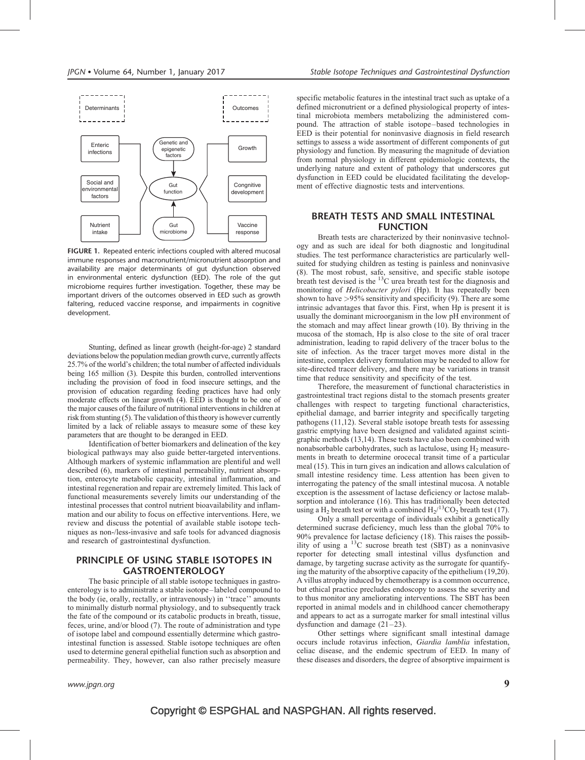Determinants

Outcomes

Enteric infections

Social and environmental factors

Nutrient intake

Genetic and epigenetic factors

Gut function

Gut microbiome

Growth

Congnitive development

Vaccine response

**FIGURE 1.** Repeated enteric infections coupled with altered mucosal immune responses and macronutrient/micronutrient absorption and availability are major determinants of gut dysfunction observed in environmental enteric dysfunction (EED). The role of the gut microbiome requires further investigation. Together, these may be important drivers of the outcomes observed in EED such as growth faltering, reduced vaccine response, and impairments in cognitive development.

Stunting, defined as linear growth (height-for-age) 2 standard deviations below the population median growth curve, currently affects 25.7% of the world's children; the total number of affected individuals being 165 million (3). Despite this burden, controlled interventions including the provision of food in food insecure settings, and the provision of education regarding feeding practices have had only moderate effects on linear growth (4). EED is thought to be one of the major causes of the failure of nutritional interventions in children at risk from stunting (5). The validation of this theory is however currently limited by a lack of reliable assays to measure some of these key parameters that are thought to be deranged in EED.

Identification of better biomarkers and delineation of the key biological pathways may also guide better-targeted interventions. Although markers of systemic inflammation are plentiful and well described (6), markers of intestinal permeability, nutrient absorption, enterocyte metabolic capacity, intestinal inflammation, and intestinal regeneration and repair are extremely limited. This lack of functional measurements severely limits our understanding of the intestinal processes that control nutrient bioavailability and inflammation and our ability to focus on effective interventions. Here, we review and discuss the potential of available stable isotope techniques as non-/less-invasive and safe tools for advanced diagnosis and research of gastrointestinal dysfunction.

## PRINCIPLE OF USING STABLE ISOTOPES IN GASTROENTEROLOGY

The basic principle of all stable isotope techniques in gastroenterology is to administrate a stable isotope–labeled compound to the body (ie, orally, rectally, or intravenously) in ''trace'' amounts to minimally disturb normal physiology, and to subsequently track the fate of the compound or its catabolic products in breath, tissue, feces, urine, and/or blood (7). The route of administration and type of isotope label and compound essentially determine which gastrointestinal function is assessed. Stable isotope techniques are often used to determine general epithelial function such as absorption and permeability. They, however, can also rather precisely measure specific metabolic features in the intestinal tract such as uptake of a defined micronutrient or a defined physiological property of intestinal microbiota members metabolizing the administered compound. The attraction of stable isotope–based technologies in EED is their potential for noninvasive diagnosis in field research settings to assess a wide assortment of different components of gut physiology and function. By measuring the magnitude of deviation from normal physiology in different epidemiologic contexts, the underlying nature and extent of pathology that underscores gut dysfunction in EED could be elucidated facilitating the development of effective diagnostic tests and interventions.

## BREATH TESTS AND SMALL INTESTINAL FUNCTION

Breath tests are characterized by their noninvasive technology and as such are ideal for both diagnostic and longitudinal studies. The test performance characteristics are particularly well-suited for studying children as testing is painless and noninvasive (8). The most robust, safe, sensitive, and specific stable isotope breath test devised is the $^{13}$C urea breath test for the diagnosis and monitoring of *Helicobacter pylori* (Hp). It has repeatedly been shown to have >95% sensitivity and specificity (9). There are some intrinsic advantages that favor this. First, when Hp is present it is usually the dominant microorganism in the low pH environment of the stomach and may affect linear growth (10). By thriving in the mucosa of the stomach, Hp is also close to the site of oral tracer administration, leading to rapid delivery of the tracer bolus to the site of infection. As the tracer target moves more distal in the intestine, complex delivery formulation may be needed to allow for site-directed tracer delivery, and there may be variations in transit time that reduce sensitivity and specificity of the test.

Therefore, the measurement of functional characteristics in gastrointestinal tract regions distal to the stomach presents greater challenges with respect to targeting functional characteristics, epithelial damage, and barrier integrity and specifically targeting pathogens (11,12). Several stable isotope breath tests for assessing gastric emptying have been designed and validated against scintigraphic methods (13,14). These tests have also been combined with nonabsorbable carbohydrates, such as lactulose, using $H_2$ measurements in breath to determine orocecal transit time of a particular meal (15). This in turn gives an indication and allows calculation of small intestine residency time. Less attention has been given to interrogating the patency of the small intestinal mucosa. A notable exception is the assessment of lactase deficiency or lactose malabsorption and intolerance (16). This has traditionally been detected using a $H_2$ breath test or with a combined $H_2/^{13}CO_2$ breath test (17).

Only a small percentage of individuals exhibit a genetically determined sucrase deficiency, much less than the global 70% to 90% prevalence for lactase deficiency (18). This raises the possibility of using a $^{13}$C sucrose breath test (SBT) as a noninvasive reporter for detecting small intestinal villus dysfunction and damage, by targeting sucrase activity as the surrogate for quantifying the maturity of the absorptive capacity of the epithelium (19,20). A villus atrophy induced by chemotherapy is a common occurrence, but ethical practice precludes endoscopy to assess the severity and to thus monitor any ameliorating interventions. The SBT has been reported in animal models and in childhood cancer chemotherapy and appears to act as a surrogate marker for small intestinal villus dysfunction and damage (21–23).

Other settings where significant small intestinal damage occurs include rotavirus infection, *Giardia lamblia* infestation, celiac disease, and the endemic spectrum of EED. In many of these diseases and disorders, the degree of absorptive impairment is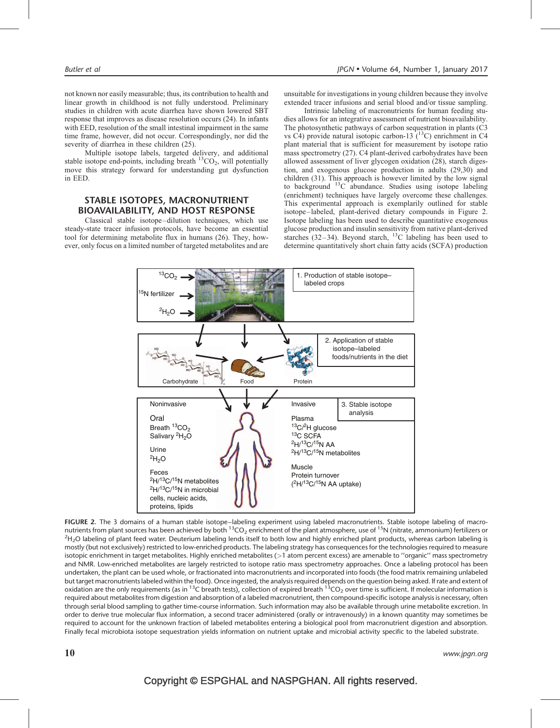not known nor easily measurable; thus, its contribution to health and linear growth in childhood is not fully understood. Preliminary studies in children with acute diarrhea have shown lowered SBT response that improves as disease resolution occurs (24). In infants with EED, resolution of the small intestinal impairment in the same time frame, however, did not occur. Correspondingly, nor did the severity of diarrhea in these children (25).

Multiple isotope labels, targeted delivery, and additional stable isotope end-points, including breath $^{13}CO_2$, will potentially move this strategy forward for understanding gut dysfunction in EED.

## STABLE ISOTOPES, MACRONUTRIENT BIOAVAILABILITY, AND HOST RESPONSE

Classical stable isotope–dilution techniques, which use steady-state tracer infusion protocols, have become an essential tool for determining metabolite flux in humans (26). They, however, only focus on a limited number of targeted metabolites and are unsuitable for investigations in young children because they involve extended tracer infusions and serial blood and/or tissue sampling.

Intrinsic labeling of macronutrients for human feeding studies allows for an integrative assessment of nutrient bioavailability. The photosynthetic pathways of carbon sequestration in plants (C3 vs C4) provide natural isotopic carbon-13 ($^{13}C$) enrichment in C4 plant material that is sufficient for measurement by isotope ratio mass spectrometry (27). C4 plant-derived carbohydrates have been allowed assessment of liver glycogen oxidation (28), starch digestion, and exogenous glucose production in adults (29,30) and children (31). This approach is however limited by the low signal to background $^{13}C$ abundance. Studies using isotope labeling (enrichment) techniques have largely overcome these challenges. This experimental approach is exemplarily outlined for stable isotope–labeled, plant-derived dietary compounds in Figure 2. Isotope labeling has been used to describe quantitative exogenous glucose production and insulin sensitivity from native plant-derived starches (32–34). Beyond starch, $^{13}C$ labeling has been used to determine quantitatively short chain fatty acids (SCFA) production

FIGURE 2. The 3 domains of a human stable isotope–labeling experiment using labeled macronutrients. Stable isotope labeling of macronutrients from plant sources has been achieved by both $^{13}CO_2$ enrichment of the plant atmosphere, use of $^{15}N$ (nitrate, ammonium) fertilizers or $^{2}H_2O$ labeling of plant feed water. Deuterium labeling lends itself to both low and highly enriched plant products, whereas carbon labeling is mostly (but not exclusively) restricted to low-enriched products. The labeling strategy has consequences for the technologies required to measure isotopic enrichment in target metabolites. Highly enriched metabolites (>1 atom percent excess) are amenable to "organic" mass spectrometry and NMR. Low-enriched metabolites are largely restricted to isotope ratio mass spectrometry approaches. Once a labeling protocol has been undertaken, the plant can be used whole, or fractionated into macronutrients and incorporated into foods (the food matrix remaining unlabeled but target macronutrients labeled within the food). Once ingested, the analysis required depends on the question being asked. If rate and extent of oxidation are the only requirements (as in $^{13}C$ breath tests), collection of expired breath $^{13}CO_2$ over time is sufficient. If molecular information is required about metabolites from digestion and absorption of a labeled macronutrient, then compound-specific isotope analysis is necessary, often through serial blood sampling to gather time-course information. Such information may also be available through urine metabolite excretion. In order to derive true molecular flux information, a second tracer administered (orally or intravenously) in a known quantity may sometimes be required to account for the unknown fraction of labeled metabolites entering a biological pool from macronutrient digestion and absorption. Finally fecal microbiota isotope sequestration yields information on nutrient uptake and microbial activity specific to the labeled substrate.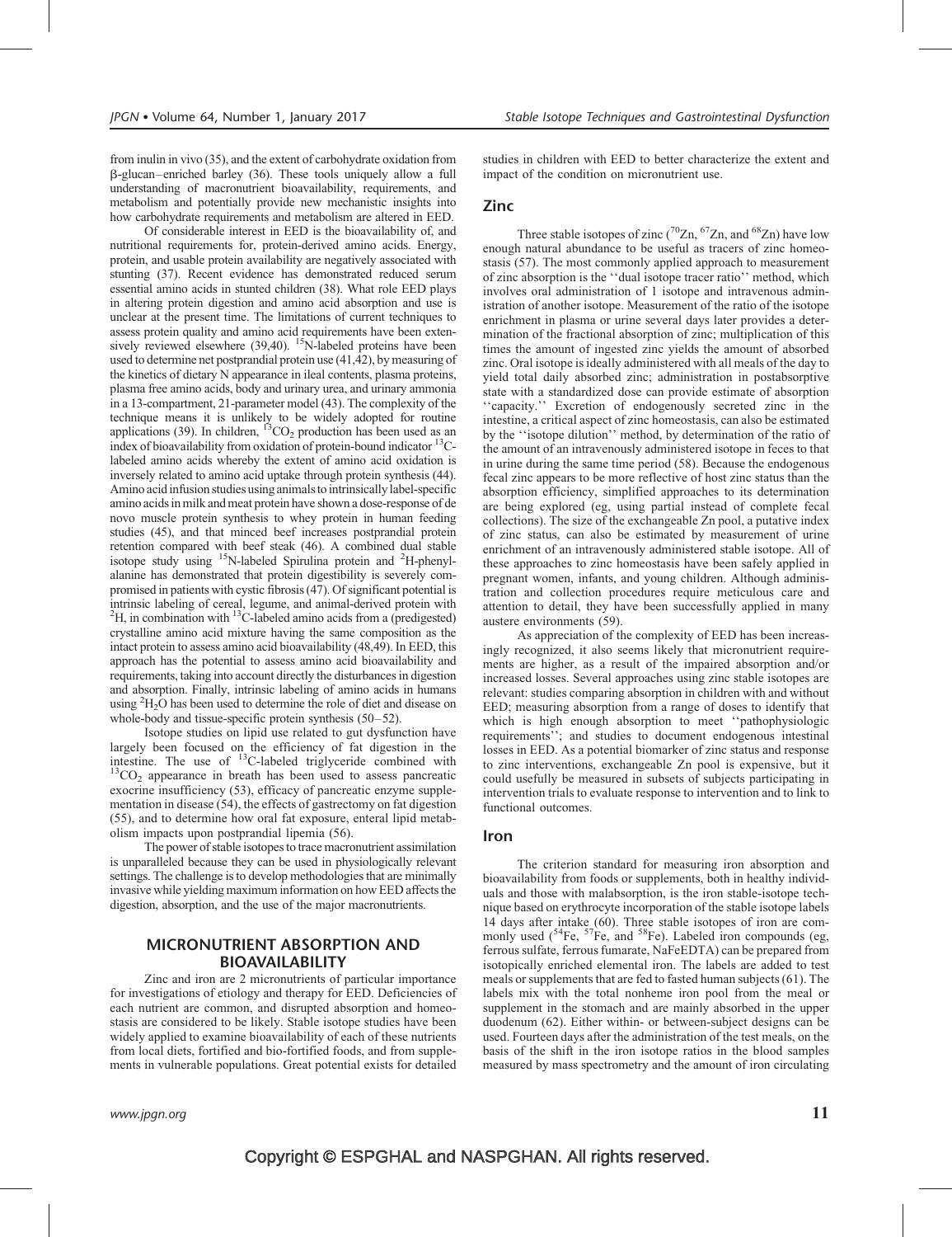from inulin in vivo (35), and the extent of carbohydrate oxidation from β-glucan–enriched barley (36). These tools uniquely allow a full understanding of macronutrient bioavailability, requirements, and metabolism and potentially provide new mechanistic insights into how carbohydrate requirements and metabolism are altered in EED.

Of considerable interest in EED is the bioavailability of, and nutritional requirements for, protein-derived amino acids. Energy, protein, and usable protein availability are negatively associated with stunting (37). Recent evidence has demonstrated reduced serum essential amino acids in stunted children (38). What role EED plays in altering protein digestion and amino acid absorption and use is unclear at the present time. The limitations of current techniques to assess protein quality and amino acid requirements have been extensively reviewed elsewhere (39,40). $^{15}$N-labeled proteins have been used to determine net postprandial protein use (41,42), by measuring of the kinetics of dietary N appearance in ileal contents, plasma proteins, plasma free amino acids, body and urinary urea, and urinary ammonia in a 13-compartment, 21-parameter model (43). The complexity of the technique means it is unlikely to be widely adopted for routine applications (39). In children, $^{13}CO_2$ production has been used as an index of bioavailability from oxidation of protein-bound indicator $^{13}$C-labeled amino acids whereby the extent of amino acid oxidation is inversely related to amino acid uptake through protein synthesis (44). Amino acid infusion studies using animals to intrinsically label-specific amino acids in milk and meat protein have shown a dose-response of de novo muscle protein synthesis to whey protein in human feeding studies (45), and that minced beef increases postprandial protein retention compared with beef steak (46). A combined dual stable isotope study using $^{15}$N-labeled Spirulina protein and $^{2}$H-phenylalanine has demonstrated that protein digestibility is severely compromised in patients with cystic fibrosis (47). Of significant potential is intrinsic labeling of cereal, legume, and animal-derived protein with $^{2}$H, in combination with $^{13}$C-labeled amino acids from a (predigested) crystalline amino acid mixture having the same composition as the intact protein to assess amino acid bioavailability (48,49). In EED, this approach has the potential to assess amino acid bioavailability and requirements, taking into account directly the disturbances in digestion and absorption. Finally, intrinsic labeling of amino acids in humans using $^{2}H_2O$ has been used to determine the role of diet and disease on whole-body and tissue-specific protein synthesis (50–52).

Isotope studies on lipid use related to gut dysfunction have largely been focused on the efficiency of fat digestion in the intestine. The use of $^{13}$C-labeled triglyceride combined with $^{13}CO_2$ appearance in breath has been used to assess pancreatic exocrine insufficiency (53), efficacy of pancreatic enzyme supplementation in disease (54), the effects of gastrectomy on fat digestion (55), and to determine how oral fat exposure, enteral lipid metabolism impacts upon postprandial lipemia (56).

The power of stable isotopes to trace macronutrient assimilation is unparalleled because they can be used in physiologically relevant settings. The challenge is to develop methodologies that are minimally invasive while yielding maximum information on how EED affects the digestion, absorption, and the use of the major macronutrients.

## MICRONUTRIENT ABSORPTION AND BIOAVAILABILITY

Zinc and iron are 2 micronutrients of particular importance for investigations of etiology and therapy for EED. Deficiencies of each nutrient are common, and disrupted absorption and homeostasis are considered to be likely. Stable isotope studies have been widely applied to examine bioavailability of each of these nutrients from local diets, fortified and bio-fortified foods, and from supplements in vulnerable populations. Great potential exists for detailed studies in children with EED to better characterize the extent and impact of the condition on micronutrient use.

### Zinc

Three stable isotopes of zinc ($^{70}$Zn, $^{67}$Zn, and $^{68}$Zn) have low enough natural abundance to be useful as tracers of zinc homeostasis (57). The most commonly applied approach to measurement of zinc absorption is the ''dual isotope tracer ratio'' method, which involves oral administration of 1 isotope and intravenous administration of another isotope. Measurement of the ratio of the isotope enrichment in plasma or urine several days later provides a determination of the fractional absorption of zinc; multiplication of this times the amount of ingested zinc yields the amount of absorbed zinc. Oral isotope is ideally administered with all meals of the day to yield total daily absorbed zinc; administration in postabsorptive state with a standardized dose can provide estimate of absorption ''capacity.'' Excretion of endogenously secreted zinc in the intestine, a critical aspect of zinc homeostasis, can also be estimated by the ''isotope dilution'' method, by determination of the ratio of the amount of an intravenously administered isotope in feces to that in urine during the same time period (58). Because the endogenous fecal zinc appears to be more reflective of host zinc status than the absorption efficiency, simplified approaches to its determination are being explored (eg, using partial instead of complete fecal collections). The size of the exchangeable Zn pool, a putative index of zinc status, can also be estimated by measurement of urine enrichment of an intravenously administered stable isotope. All of these approaches to zinc homeostasis have been safely applied in pregnant women, infants, and young children. Although administration and collection procedures require meticulous care and attention to detail, they have been successfully applied in many austere environments (59).

As appreciation of the complexity of EED has been increasingly recognized, it also seems likely that micronutrient requirements are higher, as a result of the impaired absorption and/or increased losses. Several approaches using zinc stable isotopes are relevant: studies comparing absorption in children with and without EED; measuring absorption from a range of doses to identify that which is high enough absorption to meet ''pathophysiologic requirements''; and studies to document endogenous intestinal losses in EED. As a potential biomarker of zinc status and response to zinc interventions, exchangeable Zn pool is expensive, but it could usefully be measured in subsets of subjects participating in intervention trials to evaluate response to intervention and to link to functional outcomes.

### Iron

The criterion standard for measuring iron absorption and bioavailability from foods or supplements, both in healthy individuals and those with malabsorption, is the iron stable-isotope technique based on erythrocyte incorporation of the stable isotope labels 14 days after intake (60). Three stable isotopes of iron are commonly used ($^{54}$Fe, $^{57}$Fe, and $^{58}$Fe). Labeled iron compounds (eg, ferrous sulfate, ferrous fumarate, NaFeEDTA) can be prepared from isotopically enriched elemental iron. The labels are added to test meals or supplements that are fed to fasted human subjects (61). The labels mix with the total nonheme iron pool from the meal or supplement in the stomach and are mainly absorbed in the upper duodenum (62). Either within- or between-subject designs can be used. Fourteen days after the administration of the test meals, on the basis of the shift in the iron isotope ratios in the blood samples measured by mass spectrometry and the amount of iron circulating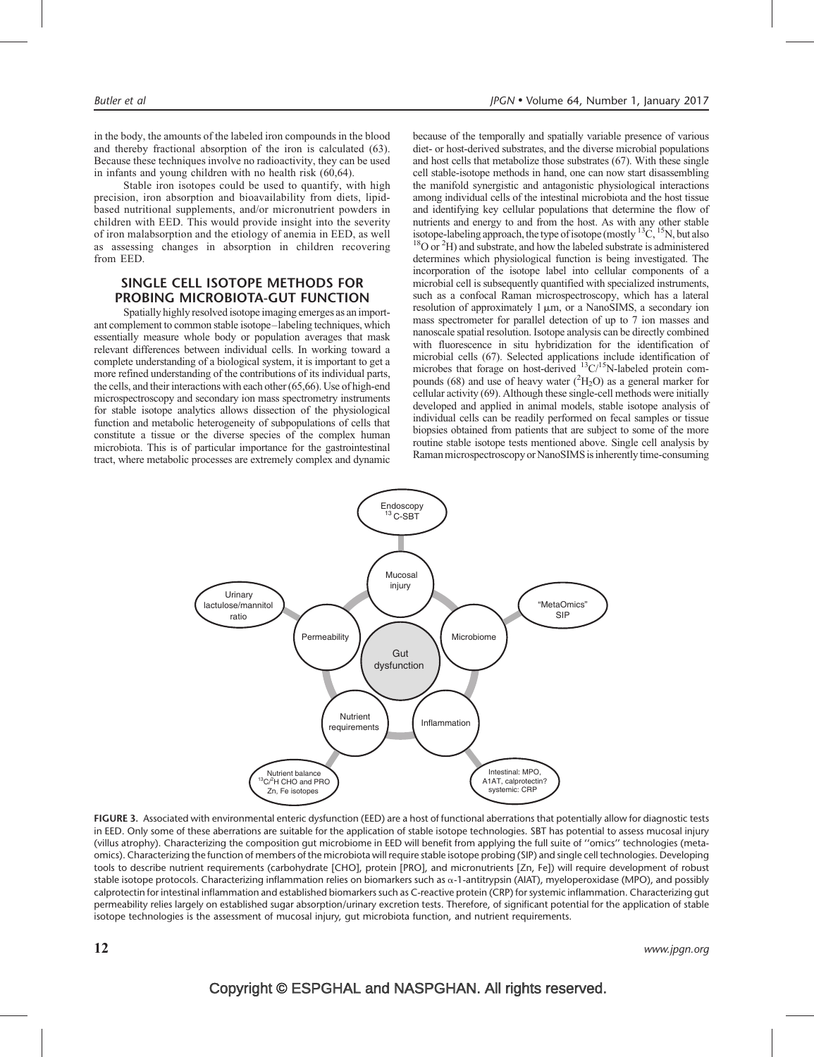in the body, the amounts of the labeled iron compounds in the blood and thereby fractional absorption of the iron is calculated (63). Because these techniques involve no radioactivity, they can be used in infants and young children with no health risk (60,64).

Stable iron isotopes could be used to quantify, with high precision, iron absorption and bioavailability from diets, lipid-based nutritional supplements, and/or micronutrient powders in children with EED. This would provide insight into the severity of iron malabsorption and the etiology of anemia in EED, as well as assessing changes in absorption in children recovering from EED.

## SINGLE CELL ISOTOPE METHODS FOR PROBING MICROBIOTA-GUT FUNCTION

Spatially highly resolved isotope imaging emerges as an important complement to common stable isotope–labeling techniques, which essentially measure whole body or population averages that mask relevant differences between individual cells. In working toward a complete understanding of a biological system, it is important to get a more refined understanding of the contributions of its individual parts, the cells, and their interactions with each other (65,66). Use of high-end microspectroscopy and secondary ion mass spectrometry instruments for stable isotope analytics allows dissection of the physiological function and metabolic heterogeneity of subpopulations of cells that constitute a tissue or the diverse species of the complex human microbiota. This is of particular importance for the gastrointestinal tract, where metabolic processes are extremely complex and dynamic because of the temporally and spatially variable presence of various diet- or host-derived substrates, and the diverse microbial populations and host cells that metabolize those substrates (67). With these single cell stable-isotope methods in hand, one can now start disassembling the manifold synergistic and antagonistic physiological interactions among individual cells of the intestinal microbiota and the host tissue and identifying key cellular populations that determine the flow of nutrients and energy to and from the host. As with any other stable isotope-labeling approach, the type of isotope (mostly $^{13}C$, $^{15}N$, but also $^{18}O$ or $^{2}H$) and substrate, and how the labeled substrate is administered determines which physiological function is being investigated. The incorporation of the isotope label into cellular components of a microbial cell is subsequently quantified with specialized instruments, such as a confocal Raman microspectroscopy, which has a lateral resolution of approximately 1 μm, or a NanoSIMS, a secondary ion mass spectrometer for parallel detection of up to 7 ion masses and nanoscale spatial resolution. Isotope analysis can be directly combined with fluorescence in situ hybridization for the identification of microbial cells (67). Selected applications include identification of microbes that forage on host-derived $^{13}C/^{15}N$-labeled protein compounds (68) and use of heavy water ($^{2}H_2O$) as a general marker for cellular activity (69). Although these single-cell methods were initially developed and applied in animal models, stable isotope analysis of individual cells can be readily performed on fecal samples or tissue biopsies obtained from patients that are subject to some of the more routine stable isotope tests mentioned above. Single cell analysis by Raman microspectroscopy or NanoSIMS is inherently time-consuming

FIGURE 3. Associated with environmental enteric dysfunction (EED) are a host of functional aberrations that potentially allow for diagnostic tests in EED. Only some of these aberrations are suitable for the application of stable isotope technologies. SBT has potential to assess mucosal injury (villus atrophy). Characterizing the composition gut microbiome in EED will benefit from applying the full suite of ''omics'' technologies (meta-omics). Characterizing the function of members of the microbiota will require stable isotope probing (SIP) and single cell technologies. Developing tools to describe nutrient requirements (carbohydrate [CHO], protein [PRO], and micronutrients [Zn, Fe]) will require development of robust stable isotope protocols. Characterizing inflammation relies on biomarkers such as α-1-antitrypsin (AlAT), myeloperoxidase (MPO), and possibly calprotectin for intestinal inflammation and established biomarkers such as C-reactive protein (CRP) for systemic inflammation. Characterizing gut permeability relies largely on established sugar absorption/urinary excretion tests. Therefore, of significant potential for the application of stable isotope technologies is the assessment of mucosal injury, gut microbiota function, and nutrient requirements.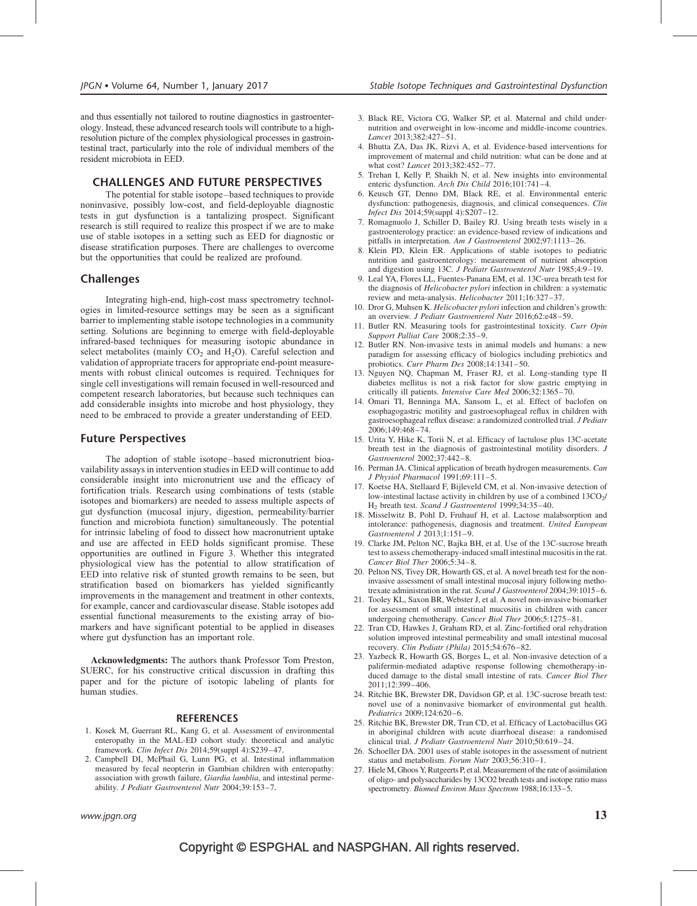and thus essentially not tailored to routine diagnostics in gastroenterology. Instead, these advanced research tools will contribute to a high-resolution picture of the complex physiological processes in gastrointestinal tract, particularly into the role of individual members of the resident microbiota in EED.

## CHALLENGES AND FUTURE PERSPECTIVES

The potential for stable isotope–based techniques to provide noninvasive, possibly low-cost, and field-deployable diagnostic tests in gut dysfunction is a tantalizing prospect. Significant research is still required to realize this prospect if we are to make use of stable isotopes in a setting such as EED for diagnostic or disease stratification purposes. There are challenges to overcome but the opportunities that could be realized are profound.

### Challenges

Integrating high-end, high-cost mass spectrometry technologies in limited-resource settings may be seen as a significant barrier to implementing stable isotope technologies in a community setting. Solutions are beginning to emerge with field-deployable infrared-based techniques for measuring isotopic abundance in select metabolites (mainly $CO_2$ and $H_2O$). Careful selection and validation of appropriate tracers for appropriate end-point measurements with robust clinical outcomes is required. Techniques for single cell investigations will remain focused in well-resourced and competent research laboratories, but because such techniques can add considerable insights into microbe and host physiology, they need to be embraced to provide a greater understanding of EED.

### Future Perspectives

The adoption of stable isotope–based micronutrient bioavailability assays in intervention studies in EED will continue to add considerable insight into micronutrient use and the efficacy of fortification trials. Research using combinations of tests (stable isotopes and biomarkers) are needed to assess multiple aspects of gut dysfunction (mucosal injury, digestion, permeability/barrier function and microbiota function) simultaneously. The potential for intrinsic labeling of food to dissect how macronutrient uptake and use are affected in EED holds significant promise. These opportunities are outlined in Figure 3. Whether this integrated physiological view has the potential to allow stratification of EED into relative risk of stunted growth remains to be seen, but stratification based on biomarkers has yielded significantly improvements in the management and treatment in other contexts, for example, cancer and cardiovascular disease. Stable isotopes add essential functional measurements to the existing array of biomarkers and have significant potential to be applied in diseases where gut dysfunction has an important role.

**Acknowledgments:** The authors thank Professor Tom Preston, SUERC, for his constructive critical discussion in drafting this paper and for the picture of isotopic labeling of plants for human studies.

## REFERENCES

1. Kosek M, Guerrant RL, Kang G, et al. Assessment of environmental enteropathy in the MAL-ED cohort study: theoretical and analytic framework. *Clin Infect Dis* 2014;59(suppl 4):S239–47.
2. Campbell DI, McPhail G, Lunn PG, et al. Intestinal inflammation measured by fecal neopterin in Gambian children with enteropathy: association with growth failure, *Giardia lamblia*, and intestinal permeability. *J Pediatr Gastroenterol Nutr* 2004;39:153–7.
3. Black RE, Victora CG, Walker SP, et al. Maternal and child undernutrition and overweight in low-income and middle-income countries. *Lancet* 2013;382:427–51.
4. Bhutta ZA, Das JK, Rizvi A, et al. Evidence-based interventions for improvement of maternal and child nutrition: what can be done and at what cost? *Lancet* 2013;382:452–77.
5. Trehan I, Kelly P, Shaikh N, et al. New insights into environmental enteric dysfunction. *Arch Dis Child* 2016;101:741–4.
6. Keusch GT, Denno DM, Black RE, et al. Environmental enteric dysfunction: pathogenesis, diagnosis, and clinical consequences. *Clin Infect Dis* 2014;59(suppl 4):S207–12.
7. Romagnuolo J, Schiller D, Bailey RJ. Using breath tests wisely in a gastroenterology practice: an evidence-based review of indications and pitfalls in interpretation. *Am J Gastroenterol* 2002;97:1113–26.
8. Klein PD, Klein ER. Applications of stable isotopes to pediatric nutrition and gastroenterology: measurement of nutrient absorption and digestion using 13C. *J Pediatr Gastroenterol Nutr* 1985;4:9–19.
9. Leal YA, Flores LL, Fuentes-Panana EM, et al. 13C-urea breath test for the diagnosis of *Helicobacter pylori* infection in children: a systematic review and meta-analysis. *Helicobacter* 2011;16:327–37.
10. Dror G, Muhsen K. *Helicobacter pylori* infection and children's growth: an overview. *J Pediatr Gastroenterol Nutr* 2016;62:e48–59.
11. Butler RN. Measuring tools for gastrointestinal toxicity. *Curr Opin Support Palliat Care* 2008;2:35–9.
12. Butler RN. Non-invasive tests in animal models and humans: a new paradigm for assessing efficacy of biologics including prebiotics and probiotics. *Curr Pharm Des* 2008;14:1341–50.
13. Nguyen NQ, Chapman M, Fraser RJ, et al. Long-standing type II diabetes mellitus is not a risk factor for slow gastric emptying in critically ill patients. *Intensive Care Med* 2006;32:1365–70.
14. Omari TI, Benninga MA, Sansom L, et al. Effect of baclofen on esophagogastric motility and gastroesophageal reflux in children with gastroesophageal reflux disease: a randomized controlled trial. *J Pediatr* 2006;149:468–74.
15. Urita Y, Hike K, Torii N, et al. Efficacy of lactulose plus 13C-acetate breath test in the diagnosis of gastrointestinal motility disorders. *J Gastroenterol* 2002;37:442–8.
16. Perman JA. Clinical application of breath hydrogen measurements. *Can J Physiol Pharmacol* 1991;69:111–5.
17. Koetse HA, Stellaard F, Bijleveld CM, et al. Non-invasive detection of low-intestinal lactase activity in children by use of a combined $13CO_2$/$H_2$ breath test. *Scand J Gastroenterol* 1999;34:35–40.
18. Misselwitz B, Pohl D, Fruhauf H, et al. Lactose malabsorption and intolerance: pathogenesis, diagnosis and treatment. *United European Gastroenterol J* 2013;1:151–9.
19. Clarke JM, Pelton NC, Bajka BH, et al. Use of the 13C-sucrose breath test to assess chemotherapy-induced small intestinal mucositis in the rat. *Cancer Biol Ther* 2006;5:34–8.
20. Pelton NS, Tivey DR, Howarth GS, et al. A novel breath test for the non-invasive assessment of small intestinal mucosal injury following methotrexate administration in the rat. *Scand J Gastroenterol* 2004;39:1015–6.
21. Tooley KL, Saxon BR, Webster J, et al. A novel non-invasive biomarker for assessment of small intestinal mucositis in children with cancer undergoing chemotherapy. *Cancer Biol Ther* 2006;5:1275–81.
22. Tran CD, Hawkes J, Graham RD, et al. Zinc-fortified oral rehydration solution improved intestinal permeability and small intestinal mucosal recovery. *Clin Pediatr (Phila)* 2015;54:676–82.
23. Yazbeck R, Howarth GS, Borges L, et al. Non-invasive detection of a palifermin-mediated adaptive response following chemotherapy-induced damage to the distal small intestine of rats. *Cancer Biol Ther* 2011;12:399–406.
24. Ritchie BK, Brewster DR, Davidson GP, et al. 13C-sucrose breath test: novel use of a noninvasive biomarker of environmental gut health. *Pediatrics* 2009;124:620–6.
25. Ritchie BK, Brewster DR, Tran CD, et al. Efficacy of Lactobacillus GG in aboriginal children with acute diarrhoeal disease: a randomised clinical trial. *J Pediatr Gastroenterol Nutr* 2010;50:619–24.
26. Schoeller DA. 2001 uses of stable isotopes in the assessment of nutrient status and metabolism. *Forum Nutr* 2003;56:310–1.
27. Hiele M, Ghoos Y, Rutgeerts P, et al. Measurement of the rate of assimilation of oligo- and polysaccharides by 13CO2 breath tests and isotope ratio mass spectrometry. *Biomed Environ Mass Spectrom* 1988;16:133–5.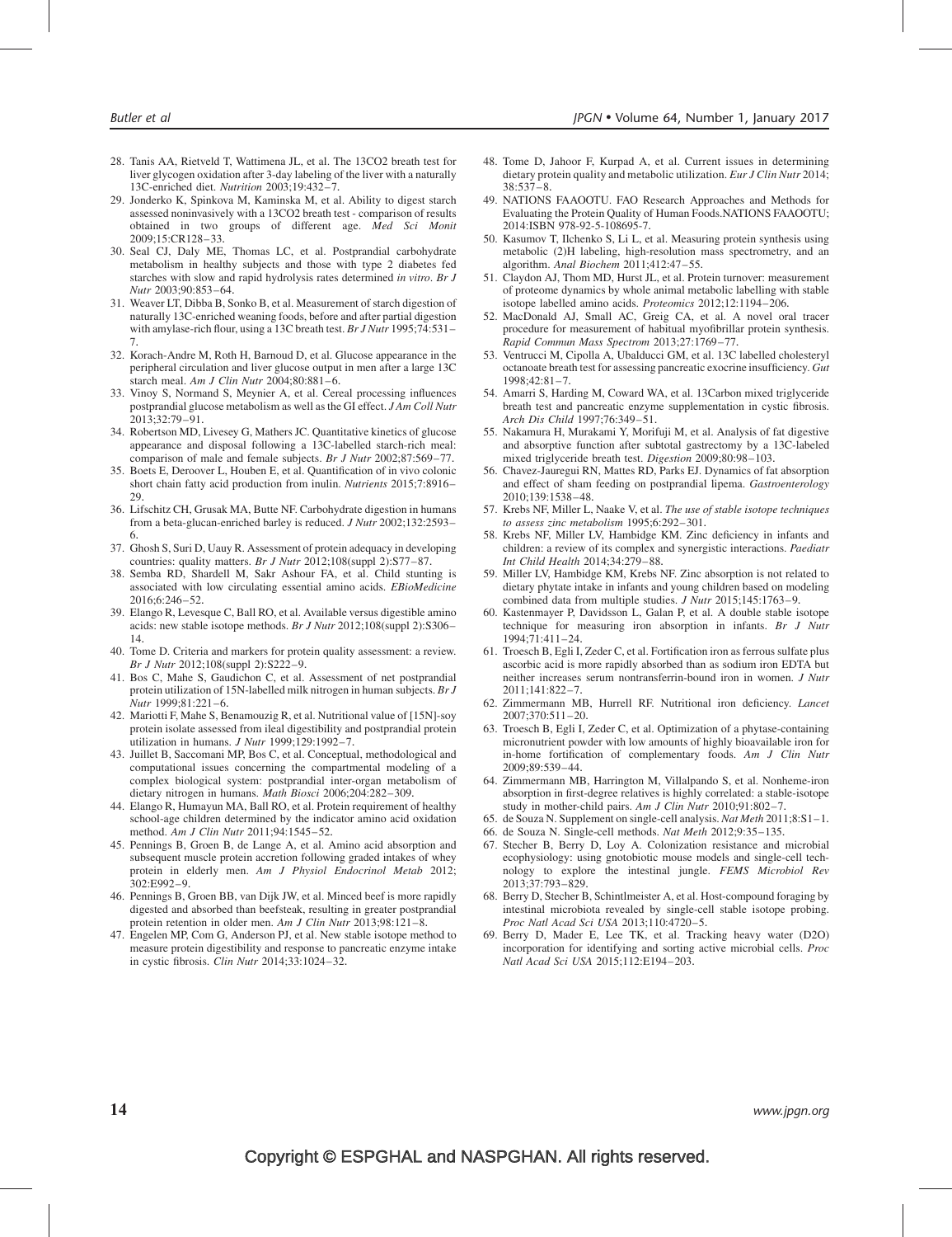28. Tanis AA, Rietveld T, Wattimena JL, et al. The 13CO2 breath test for liver glycogen oxidation after 3-day labeling of the liver with a naturally 13C-enriched diet. *Nutrition* 2003;19:432–7.
29. Jonderko K, Spinkova M, Kaminska M, et al. Ability to digest starch assessed noninvasively with a 13CO2 breath test - comparison of results obtained in two groups of different age. *Med Sci Monit* 2009;15:CR128–33.
30. Seal CJ, Daly ME, Thomas LC, et al. Postprandial carbohydrate metabolism in healthy subjects and those with type 2 diabetes fed starches with slow and rapid hydrolysis rates determined *in vitro*. *Br J Nutr* 2003;90:853–64.
31. Weaver LT, Dibba B, Sonko B, et al. Measurement of starch digestion of naturally 13C-enriched weaning foods, before and after partial digestion with amylase-rich flour, using a 13C breath test. *Br J Nutr* 1995;74:531–7.
32. Korach-Andre M, Roth H, Barnoud D, et al. Glucose appearance in the peripheral circulation and liver glucose output in men after a large 13C starch meal. *Am J Clin Nutr* 2004;80:881–6.
33. Vinoy S, Normand S, Meynier A, et al. Cereal processing influences postprandial glucose metabolism as well as the GI effect. *J Am Coll Nutr* 2013;32:79–91.
34. Robertson MD, Livesey G, Mathers JC. Quantitative kinetics of glucose appearance and disposal following a 13C-labelled starch-rich meal: comparison of male and female subjects. *Br J Nutr* 2002;87:569–77.
35. Boets E, Deroover L, Houben E, et al. Quantification of in vivo colonic short chain fatty acid production from inulin. *Nutrients* 2015;7:8916–29.
36. Lifschitz CH, Grusak MA, Butte NF. Carbohydrate digestion in humans from a beta-glucan-enriched barley is reduced. *J Nutr* 2002;132:2593–6.
37. Ghosh S, Suri D, Uauy R. Assessment of protein adequacy in developing countries: quality matters. *Br J Nutr* 2012;108(suppl 2):S77–87.
38. Semba RD, Shardell M, Sakr Ashour FA, et al. Child stunting is associated with low circulating essential amino acids. *EBioMedicine* 2016;6:246–52.
39. Elango R, Levesque C, Ball RO, et al. Available versus digestible amino acids: new stable isotope methods. *Br J Nutr* 2012;108(suppl 2):S306–14.
40. Tome D. Criteria and markers for protein quality assessment: a review. *Br J Nutr* 2012;108(suppl 2):S222–9.
41. Bos C, Mahe S, Gaudichon C, et al. Assessment of net postprandial protein utilization of 15N-labelled milk nitrogen in human subjects. *Br J Nutr* 1999;81:221–6.
42. Mariotti F, Mahe S, Benamouzig R, et al. Nutritional value of [15N]-soy protein isolate assessed from ileal digestibility and postprandial protein utilization in humans. *J Nutr* 1999;129:1992–7.
43. Juillet B, Saccomani MP, Bos C, et al. Conceptual, methodological and computational issues concerning the compartmental modeling of a complex biological system: postprandial inter-organ metabolism of dietary nitrogen in humans. *Math Biosci* 2006;204:282–309.
44. Elango R, Humayun MA, Ball RO, et al. Protein requirement of healthy school-age children determined by the indicator amino acid oxidation method. *Am J Clin Nutr* 2011;94:1545–52.
45. Pennings B, Groen B, de Lange A, et al. Amino acid absorption and subsequent muscle protein accretion following graded intakes of whey protein in elderly men. *Am J Physiol Endocrinol Metab* 2012;302:E992–9.
46. Pennings B, Groen BB, van Dijk JW, et al. Minced beef is more rapidly digested and absorbed than beefsteak, resulting in greater postprandial protein retention in older men. *Am J Clin Nutr* 2013;98:121–8.
47. Engelen MP, Com G, Anderson PJ, et al. New stable isotope method to measure protein digestibility and response to pancreatic enzyme intake in cystic fibrosis. *Clin Nutr* 2014;33:1024–32.
48. Tome D, Jahoor F, Kurpad A, et al. Current issues in determining dietary protein quality and metabolic utilization. *Eur J Clin Nutr* 2014;38:537–8.
49. NATIONS FAAOOTU. FAO Research Approaches and Methods for Evaluating the Protein Quality of Human Foods.NATIONS FAAOOTU; 2014:ISBN 978-92-5-108695-7.
50. Kasumov T, Ilchenko S, Li L, et al. Measuring protein synthesis using metabolic (2)H labeling, high-resolution mass spectrometry, and an algorithm. *Anal Biochem* 2011;412:47–55.
51. Claydon AJ, Thom MD, Hurst JL, et al. Protein turnover: measurement of proteome dynamics by whole animal metabolic labelling with stable isotope labelled amino acids. *Proteomics* 2012;12:1194–206.
52. MacDonald AJ, Small AC, Greig CA, et al. A novel oral tracer procedure for measurement of habitual myofibrillar protein synthesis. *Rapid Commun Mass Spectrom* 2013;27:1769–77.
53. Ventrucci M, Cipolla A, Ubalducci GM, et al. 13C labelled cholesteryl octanoate breath test for assessing pancreatic exocrine insufficiency. *Gut* 1998;42:81–7.
54. Amarri S, Harding M, Coward WA, et al. 13Carbon mixed triglyceride breath test and pancreatic enzyme supplementation in cystic fibrosis. *Arch Dis Child* 1997;76:349–51.
55. Nakamura H, Murakami Y, Morifuji M, et al. Analysis of fat digestive and absorptive function after subtotal gastrectomy by a 13C-labeled mixed triglyceride breath test. *Digestion* 2009;80:98–103.
56. Chavez-Jauregui RN, Mattes RD, Parks EJ. Dynamics of fat absorption and effect of sham feeding on postprandial lipema. *Gastroenterology* 2010;139:1538–48.
57. Krebs NF, Miller L, Naake V, et al. *The use of stable isotope techniques to assess zinc metabolism* 1995;6:292–301.
58. Krebs NF, Miller LV, Hambidge KM. Zinc deficiency in infants and children: a review of its complex and synergistic interactions. *Paediatr Int Child Health* 2014;34:279–88.
59. Miller LV, Hambidge KM, Krebs NF. Zinc absorption is not related to dietary phytate intake in infants and young children based on modeling combined data from multiple studies. *J Nutr* 2015;145:1763–9.
60. Kastenmayer P, Davidsson L, Galan P, et al. A double stable isotope technique for measuring iron absorption in infants. *Br J Nutr* 1994;71:411–24.
61. Troesch B, Egli I, Zeder C, et al. Fortification iron as ferrous sulfate plus ascorbic acid is more rapidly absorbed than as sodium iron EDTA but neither increases serum nontransferrin-bound iron in women. *J Nutr* 2011;141:822–7.
62. Zimmermann MB, Hurrell RF. Nutritional iron deficiency. *Lancet* 2007;370:511–20.
63. Troesch B, Egli I, Zeder C, et al. Optimization of a phytase-containing micronutrient powder with low amounts of highly bioavailable iron for in-home fortification of complementary foods. *Am J Clin Nutr* 2009;89:539–44.
64. Zimmermann MB, Harrington M, Villalpando S, et al. Nonheme-iron absorption in first-degree relatives is highly correlated: a stable-isotope study in mother-child pairs. *Am J Clin Nutr* 2010;91:802–7.
65. de Souza N. Supplement on single-cell analysis. *Nat Meth* 2011;8:S1–1.
66. de Souza N. Single-cell methods. *Nat Meth* 2012;9:35–135.
67. Stecher B, Berry D, Loy A. Colonization resistance and microbial ecophysiology: using gnotobiotic mouse models and single-cell technology to explore the intestinal jungle. *FEMS Microbiol Rev* 2013;37:793–829.
68. Berry D, Stecher B, Schintlmeister A, et al. Host-compound foraging by intestinal microbiota revealed by single-cell stable isotope probing. *Proc Natl Acad Sci USA* 2013;110:4720–5.
69. Berry D, Mader E, Lee TK, et al. Tracking heavy water (D2O) incorporation for identifying and sorting active microbial cells. *Proc Natl Acad Sci USA* 2015;112:E194–203.

Copyright © ESPGHAL and NASPGHAN. All rights reserved.